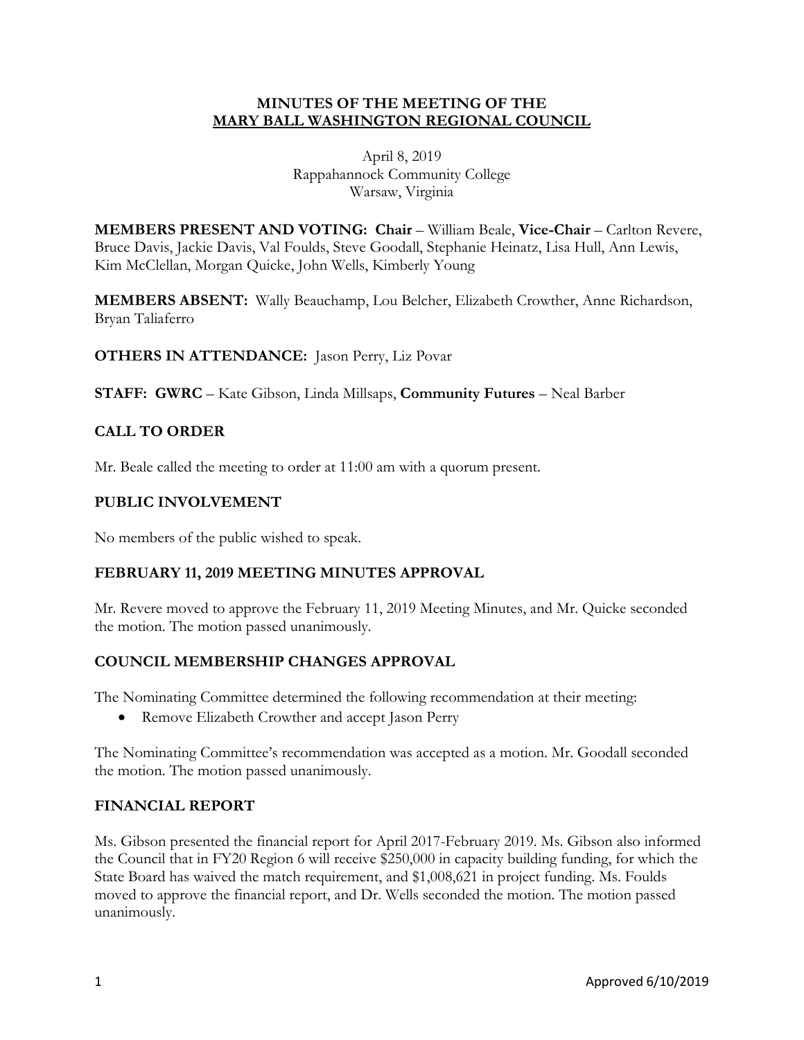# MINUTES OF THE MEETING OF THE MARY BALL WASHINGTON REGIONAL COUNCIL

April 8, 2019
Rappahannock Community College
Warsaw, Virginia

**MEMBERS PRESENT AND VOTING: Chair** – William Beale, **Vice-Chair** – Carlton Revere, Bruce Davis, Jackie Davis, Val Foulds, Steve Goodall, Stephanie Heinatz, Lisa Hull, Ann Lewis, Kim McClellan, Morgan Quicke, John Wells, Kimberly Young

**MEMBERS ABSENT:** Wally Beauchamp, Lou Belcher, Elizabeth Crowther, Anne Richardson, Bryan Taliaferro

**OTHERS IN ATTENDANCE:** Jason Perry, Liz Povar

**STAFF: GWRC** – Kate Gibson, Linda Millsaps, **Community Futures** – Neal Barber

## CALL TO ORDER

Mr. Beale called the meeting to order at 11:00 am with a quorum present.

## PUBLIC INVOLVEMENT

No members of the public wished to speak.

## FEBRUARY 11, 2019 MEETING MINUTES APPROVAL

Mr. Revere moved to approve the February 11, 2019 Meeting Minutes, and Mr. Quicke seconded the motion. The motion passed unanimously.

## COUNCIL MEMBERSHIP CHANGES APPROVAL

The Nominating Committee determined the following recommendation at their meeting:

- Remove Elizabeth Crowther and accept Jason Perry

The Nominating Committee's recommendation was accepted as a motion. Mr. Goodall seconded the motion. The motion passed unanimously.

## FINANCIAL REPORT

Ms. Gibson presented the financial report for April 2017-February 2019. Ms. Gibson also informed the Council that in FY20 Region 6 will receive $250,000 in capacity building funding, for which the State Board has waived the match requirement, and $1,008,621 in project funding. Ms. Foulds moved to approve the financial report, and Dr. Wells seconded the motion. The motion passed unanimously.

Approved 6/10/2019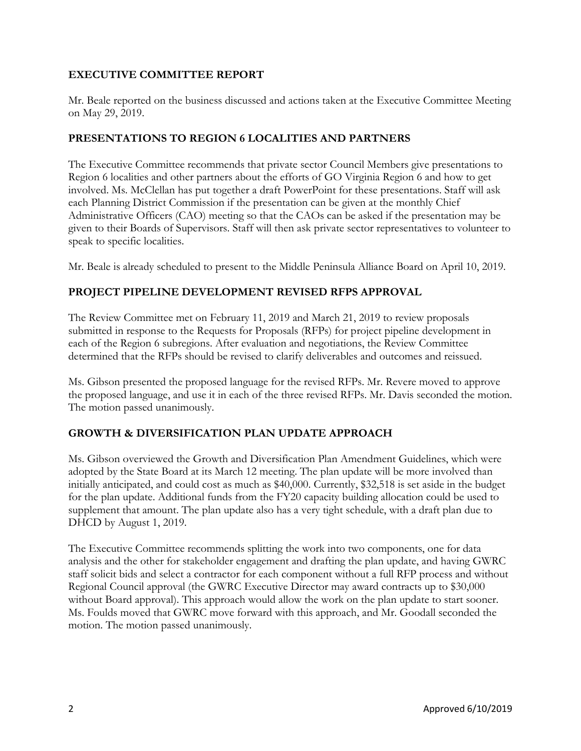## EXECUTIVE COMMITTEE REPORT

Mr. Beale reported on the business discussed and actions taken at the Executive Committee Meeting on May 29, 2019.

## PRESENTATIONS TO REGION 6 LOCALITIES AND PARTNERS

The Executive Committee recommends that private sector Council Members give presentations to Region 6 localities and other partners about the efforts of GO Virginia Region 6 and how to get involved. Ms. McClellan has put together a draft PowerPoint for these presentations. Staff will ask each Planning District Commission if the presentation can be given at the monthly Chief Administrative Officers (CAO) meeting so that the CAOs can be asked if the presentation may be given to their Boards of Supervisors. Staff will then ask private sector representatives to volunteer to speak to specific localities.

Mr. Beale is already scheduled to present to the Middle Peninsula Alliance Board on April 10, 2019.

## PROJECT PIPELINE DEVELOPMENT REVISED RFPS APPROVAL

The Review Committee met on February 11, 2019 and March 21, 2019 to review proposals submitted in response to the Requests for Proposals (RFPs) for project pipeline development in each of the Region 6 subregions. After evaluation and negotiations, the Review Committee determined that the RFPs should be revised to clarify deliverables and outcomes and reissued.

Ms. Gibson presented the proposed language for the revised RFPs. Mr. Revere moved to approve the proposed language, and use it in each of the three revised RFPs. Mr. Davis seconded the motion. The motion passed unanimously.

## GROWTH & DIVERSIFICATION PLAN UPDATE APPROACH

Ms. Gibson overviewed the Growth and Diversification Plan Amendment Guidelines, which were adopted by the State Board at its March 12 meeting. The plan update will be more involved than initially anticipated, and could cost as much as $40,000. Currently, $32,518 is set aside in the budget for the plan update. Additional funds from the FY20 capacity building allocation could be used to supplement that amount. The plan update also has a very tight schedule, with a draft plan due to DHCD by August 1, 2019.

The Executive Committee recommends splitting the work into two components, one for data analysis and the other for stakeholder engagement and drafting the plan update, and having GWRC staff solicit bids and select a contractor for each component without a full RFP process and without Regional Council approval (the GWRC Executive Director may award contracts up to $30,000 without Board approval). This approach would allow the work on the plan update to start sooner. Ms. Foulds moved that GWRC move forward with this approach, and Mr. Goodall seconded the motion. The motion passed unanimously.

Approved 6/10/2019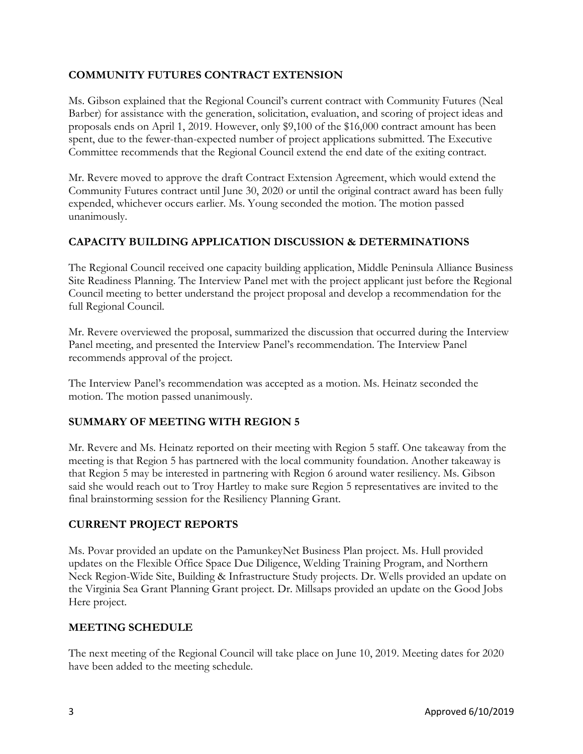## COMMUNITY FUTURES CONTRACT EXTENSION

Ms. Gibson explained that the Regional Council's current contract with Community Futures (Neal Barber) for assistance with the generation, solicitation, evaluation, and scoring of project ideas and proposals ends on April 1, 2019. However, only $9,100 of the $16,000 contract amount has been spent, due to the fewer-than-expected number of project applications submitted. The Executive Committee recommends that the Regional Council extend the end date of the exiting contract.

Mr. Revere moved to approve the draft Contract Extension Agreement, which would extend the Community Futures contract until June 30, 2020 or until the original contract award has been fully expended, whichever occurs earlier. Ms. Young seconded the motion. The motion passed unanimously.

## CAPACITY BUILDING APPLICATION DISCUSSION & DETERMINATIONS

The Regional Council received one capacity building application, Middle Peninsula Alliance Business Site Readiness Planning. The Interview Panel met with the project applicant just before the Regional Council meeting to better understand the project proposal and develop a recommendation for the full Regional Council.

Mr. Revere overviewed the proposal, summarized the discussion that occurred during the Interview Panel meeting, and presented the Interview Panel's recommendation. The Interview Panel recommends approval of the project.

The Interview Panel's recommendation was accepted as a motion. Ms. Heinatz seconded the motion. The motion passed unanimously.

## SUMMARY OF MEETING WITH REGION 5

Mr. Revere and Ms. Heinatz reported on their meeting with Region 5 staff. One takeaway from the meeting is that Region 5 has partnered with the local community foundation. Another takeaway is that Region 5 may be interested in partnering with Region 6 around water resiliency. Ms. Gibson said she would reach out to Troy Hartley to make sure Region 5 representatives are invited to the final brainstorming session for the Resiliency Planning Grant.

## CURRENT PROJECT REPORTS

Ms. Povar provided an update on the PamunkeyNet Business Plan project. Ms. Hull provided updates on the Flexible Office Space Due Diligence, Welding Training Program, and Northern Neck Region-Wide Site, Building & Infrastructure Study projects. Dr. Wells provided an update on the Virginia Sea Grant Planning Grant project. Dr. Millsaps provided an update on the Good Jobs Here project.

## MEETING SCHEDULE

The next meeting of the Regional Council will take place on June 10, 2019. Meeting dates for 2020 have been added to the meeting schedule.

Approved 6/10/2019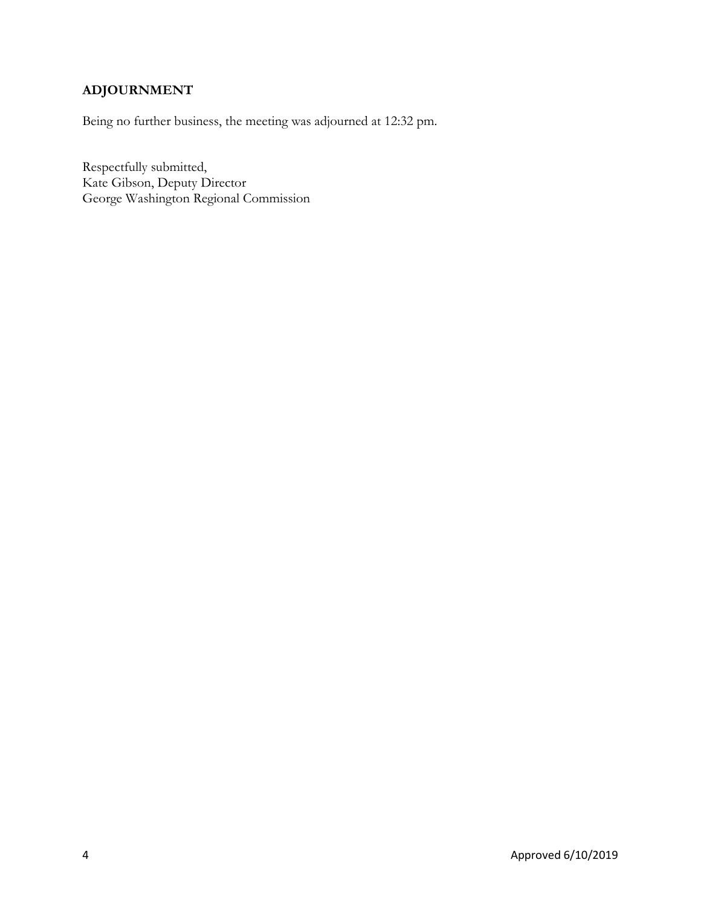## ADJOURNMENT

Being no further business, the meeting was adjourned at 12:32 pm.

Respectfully submitted,
Kate Gibson, Deputy Director
George Washington Regional Commission